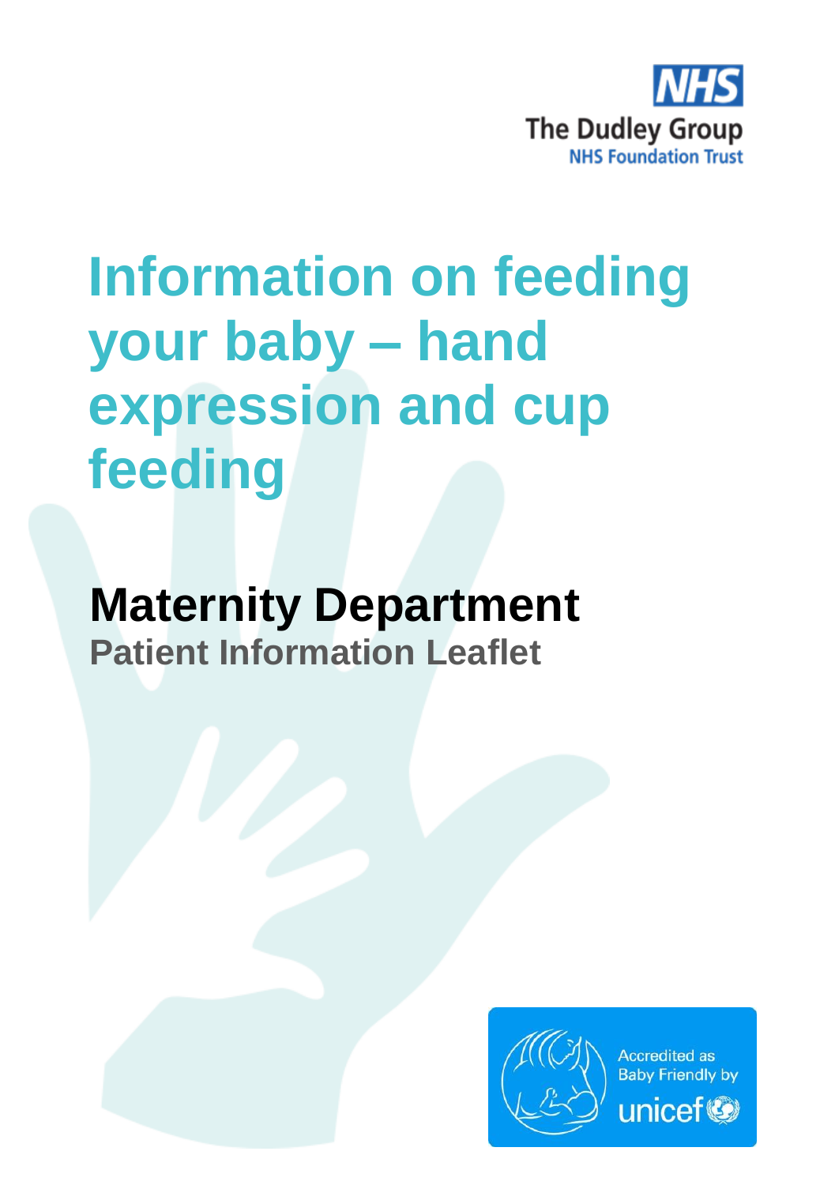NHS

The Dudley Group

NHS Foundation Trust

# Information on feeding your baby – hand expression and cup feeding

## Maternity Department

### Patient Information Leaflet

Accredited as Baby Friendly by unicef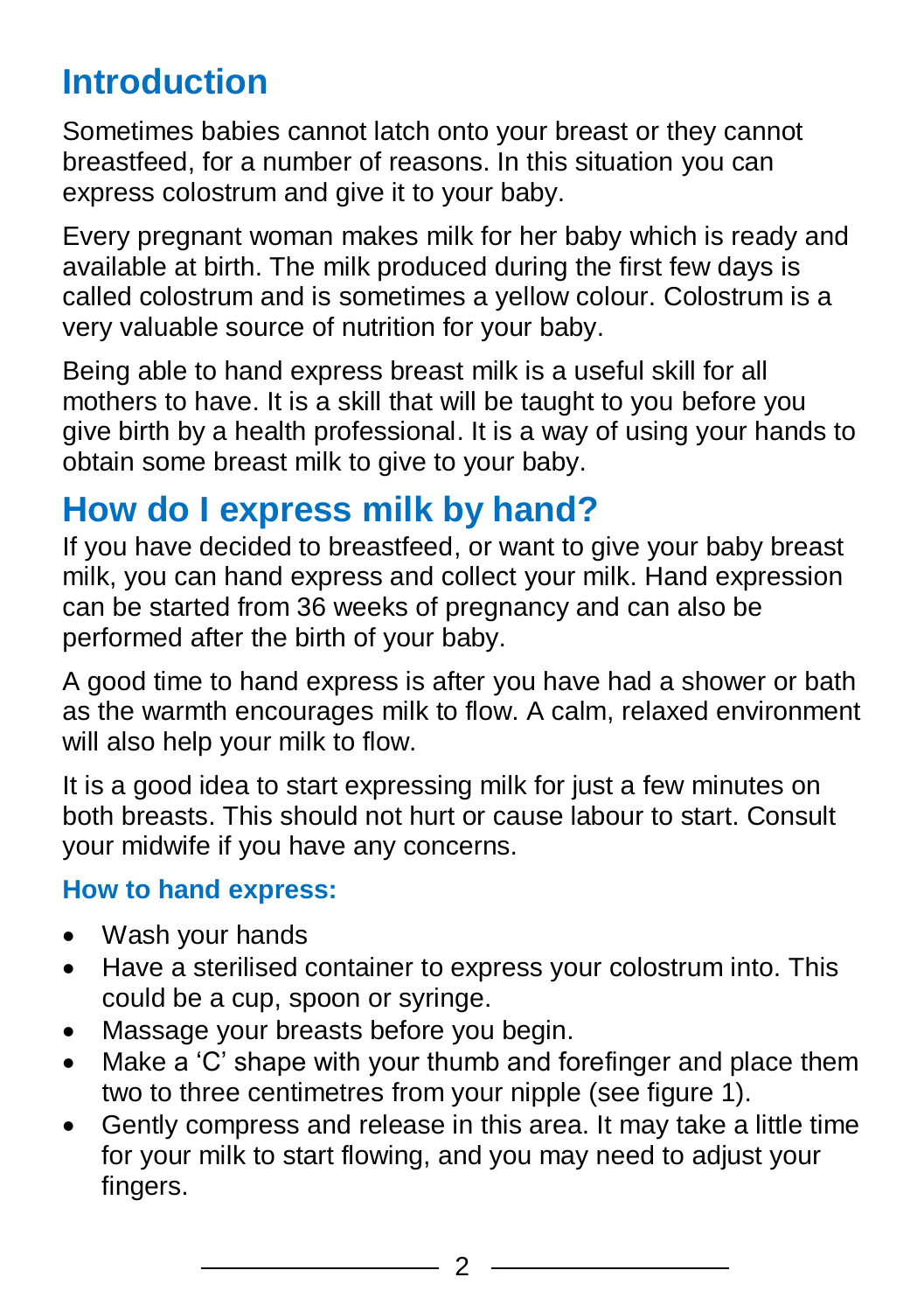## Introduction

Sometimes babies cannot latch onto your breast or they cannot breastfeed, for a number of reasons. In this situation you can express colostrum and give it to your baby.

Every pregnant woman makes milk for her baby which is ready and available at birth. The milk produced during the first few days is called colostrum and is sometimes a yellow colour. Colostrum is a very valuable source of nutrition for your baby.

Being able to hand express breast milk is a useful skill for all mothers to have. It is a skill that will be taught to you before you give birth by a health professional. It is a way of using your hands to obtain some breast milk to give to your baby.

## How do I express milk by hand?

If you have decided to breastfeed, or want to give your baby breast milk, you can hand express and collect your milk. Hand expression can be started from 36 weeks of pregnancy and can also be performed after the birth of your baby.

A good time to hand express is after you have had a shower or bath as the warmth encourages milk to flow. A calm, relaxed environment will also help your milk to flow.

It is a good idea to start expressing milk for just a few minutes on both breasts. This should not hurt or cause labour to start. Consult your midwife if you have any concerns.

### How to hand express:

- Wash your hands
- Have a sterilised container to express your colostrum into. This could be a cup, spoon or syringe.
- Massage your breasts before you begin.
- Make a 'C' shape with your thumb and forefinger and place them two to three centimetres from your nipple (see figure 1).
- Gently compress and release in this area. It may take a little time for your milk to start flowing, and you may need to adjust your fingers.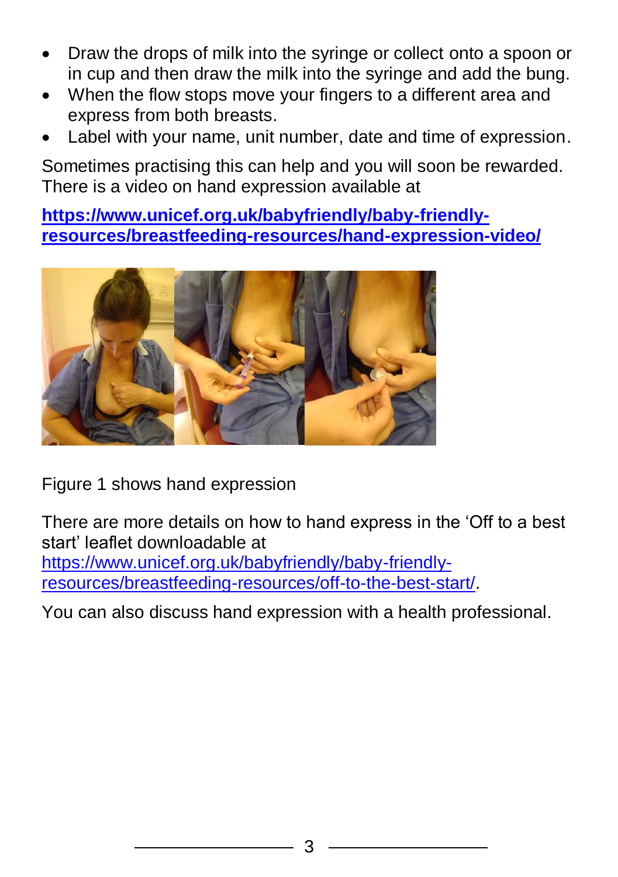- Draw the drops of milk into the syringe or collect onto a spoon or in cup and then draw the milk into the syringe and add the bung.
- When the flow stops move your fingers to a different area and express from both breasts.
- Label with your name, unit number, date and time of expression.

Sometimes practising this can help and you will soon be rewarded. There is a video on hand expression available at

**[https://www.unicef.org.uk/babyfriendly/baby-friendly-resources/breastfeeding-resources/hand-expression-video/](https://www.unicef.org.uk/babyfriendly/baby-friendly-resources/breastfeeding-resources/hand-expression-video/)**

Figure 1 shows hand expression

There are more details on how to hand express in the 'Off to a best start' leaflet downloadable at [https://www.unicef.org.uk/babyfriendly/baby-friendly-resources/breastfeeding-resources/off-to-the-best-start/](https://www.unicef.org.uk/babyfriendly/baby-friendly-resources/breastfeeding-resources/off-to-the-best-start/).

You can also discuss hand expression with a health professional.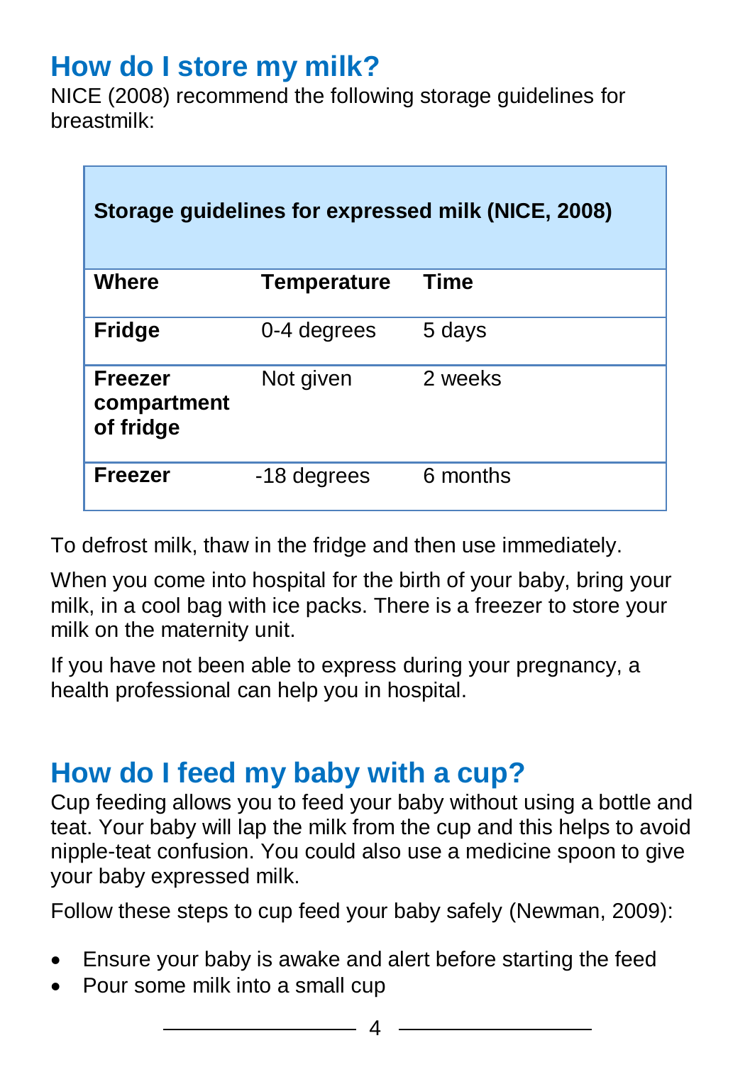## How do I store my milk?

NICE (2008) recommend the following storage guidelines for breastmilk:

| Storage guidelines for expressed milk (NICE, 2008) | | |
|---|---|---|
| **Where** | **Temperature** | **Time** |
| **Fridge** | 0-4 degrees | 5 days |
| **Freezer compartment of fridge** | Not given | 2 weeks |
| **Freezer** | -18 degrees | 6 months |

To defrost milk, thaw in the fridge and then use immediately.

When you come into hospital for the birth of your baby, bring your milk, in a cool bag with ice packs. There is a freezer to store your milk on the maternity unit.

If you have not been able to express during your pregnancy, a health professional can help you in hospital.

## How do I feed my baby with a cup?

Cup feeding allows you to feed your baby without using a bottle and teat. Your baby will lap the milk from the cup and this helps to avoid nipple-teat confusion. You could also use a medicine spoon to give your baby expressed milk.

Follow these steps to cup feed your baby safely (Newman, 2009):

- Ensure your baby is awake and alert before starting the feed
- Pour some milk into a small cup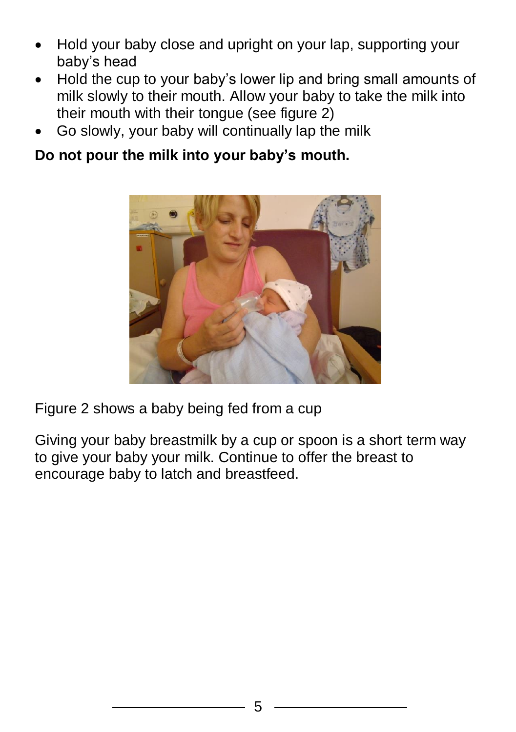- Hold your baby close and upright on your lap, supporting your baby's head
- Hold the cup to your baby's lower lip and bring small amounts of milk slowly to their mouth. Allow your baby to take the milk into their mouth with their tongue (see figure 2)
- Go slowly, your baby will continually lap the milk

**Do not pour the milk into your baby's mouth.**

Figure 2 shows a baby being fed from a cup

Giving your baby breastmilk by a cup or spoon is a short term way to give your baby your milk. Continue to offer the breast to encourage baby to latch and breastfeed.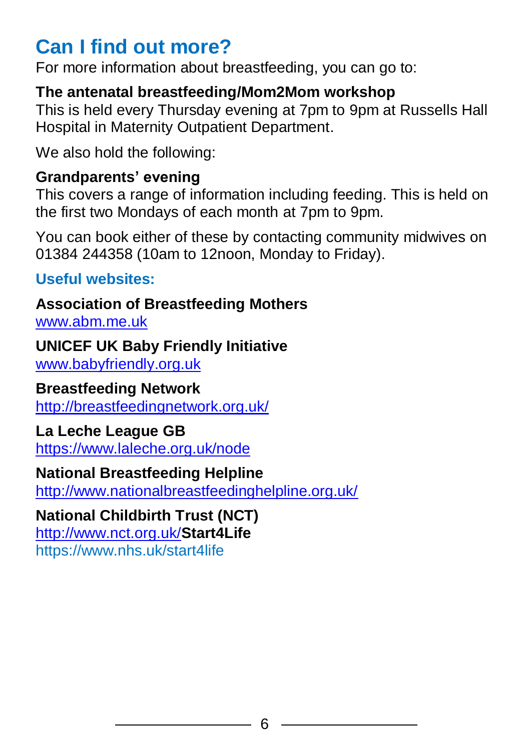# Can I find out more?

For more information about breastfeeding, you can go to:

**The antenatal breastfeeding/Mom2Mom workshop**
This is held every Thursday evening at 7pm to 9pm at Russells Hall Hospital in Maternity Outpatient Department.

We also hold the following:

**Grandparents' evening**
This covers a range of information including feeding. This is held on the first two Mondays of each month at 7pm to 9pm.

You can book either of these by contacting community midwives on 01384 244358 (10am to 12noon, Monday to Friday).

## Useful websites:

**Association of Breastfeeding Mothers**
www.abm.me.uk

**UNICEF UK Baby Friendly Initiative**
www.babyfriendly.org.uk

**Breastfeeding Network**
http://breastfeedingnetwork.org.uk/

**La Leche League GB**
https://www.laleche.org.uk/node

**National Breastfeeding Helpline**
http://www.nationalbreastfeedinghelpline.org.uk/

**National Childbirth Trust (NCT)**
http://www.nct.org.uk/

**Start4Life**
https://www.nhs.uk/start4life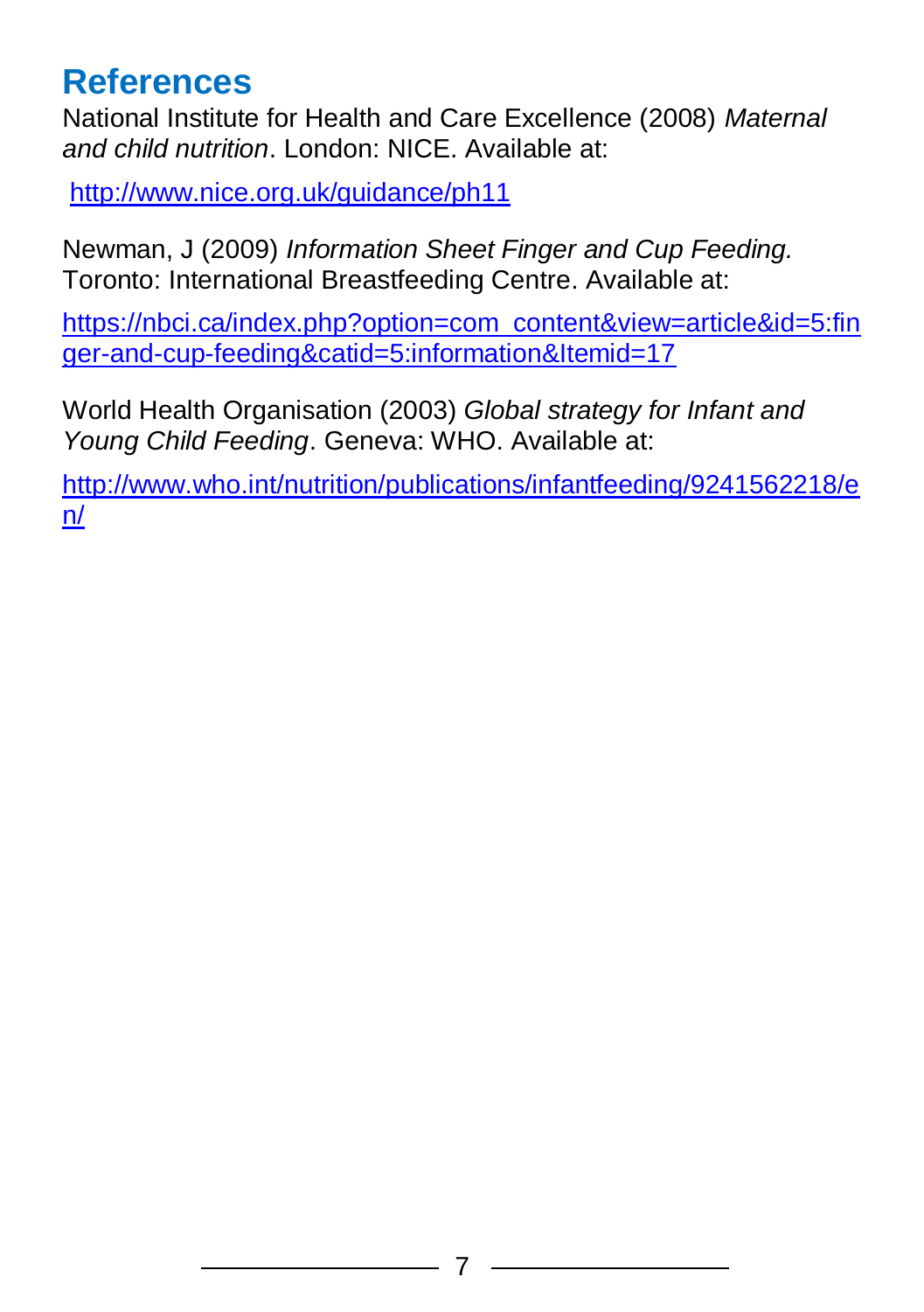## References

National Institute for Health and Care Excellence (2008) *Maternal and child nutrition*. London: NICE. Available at:

http://www.nice.org.uk/guidance/ph11

Newman, J (2009) *Information Sheet Finger and Cup Feeding.* Toronto: International Breastfeeding Centre. Available at:

https://nbci.ca/index.php?option=com_content&view=article&id=5:finger-and-cup-feeding&catid=5:information&Itemid=17

World Health Organisation (2003) *Global strategy for Infant and Young Child Feeding*. Geneva: WHO. Available at:

http://www.who.int/nutrition/publications/infantfeeding/9241562218/en/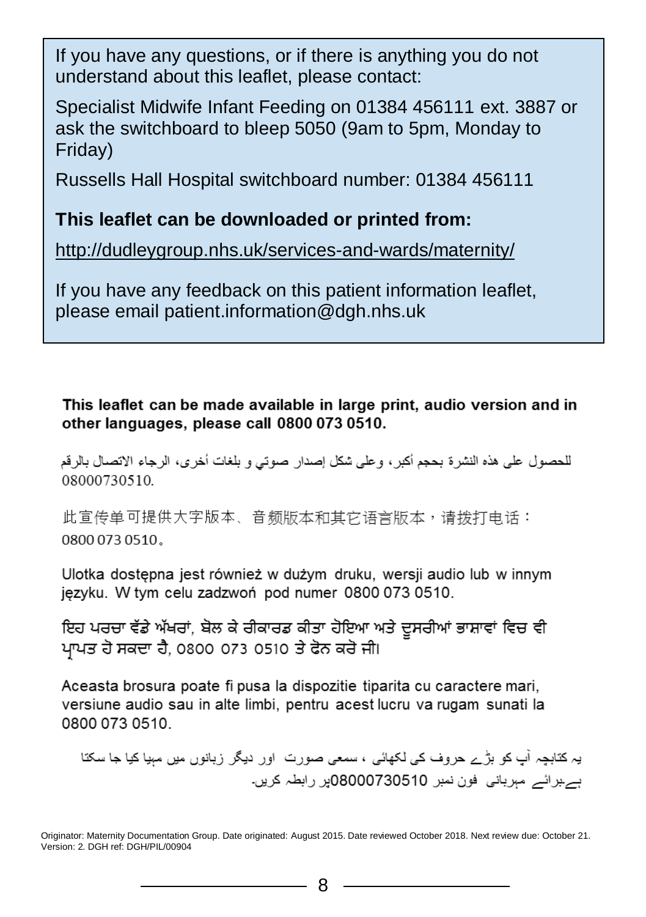If you have any questions, or if there is anything you do not understand about this leaflet, please contact:

Specialist Midwife Infant Feeding on 01384 456111 ext. 3887 or ask the switchboard to bleep 5050 (9am to 5pm, Monday to Friday)

Russells Hall Hospital switchboard number: 01384 456111

**This leaflet can be downloaded or printed from:**

http://dudleygroup.nhs.uk/services-and-wards/maternity/

If you have any feedback on this patient information leaflet, please email patient.information@dgh.nhs.uk

**This leaflet can be made available in large print, audio version and in other languages, please call 0800 073 0510.**

للحصول على هذه النشرة بحجم أكبر، وعلى شكل إصدار صوتي و بلغات أخرى، الرجاء الاتصال بالرقم 08000730510.

此宣传单可提供大字版本、音频版本和其它语言版本，请拨打电话：0800 073 0510。

Ulotka dostępna jest również w dużym druku, wersji audio lub w innym języku. W tym celu zadzwoń pod numer 0800 073 0510.

ਇਹ ਪਰਚਾ ਵੱਡੇ ਅੱਖਰਾਂ, ਬੋਲ ਕੇ ਰੀਕਾਰਡ ਕੀਤਾ ਹੋਇਆ ਅਤੇ ਦੂਸਰੀਆਂ ਭਾਸ਼ਾਵਾਂ ਵਿਚ ਵੀ ਪ੍ਰਾਪਤ ਹੋ ਸਕਦਾ ਹੈ, 0800 073 0510 ਤੇ ਫੋਨ ਕਰੋ ਜੀ।

Aceasta brosura poate fi pusa la dispozitie tiparita cu caractere mari, versiune audio sau in alte limbi, pentru acest lucru va rugam sunati la 0800 073 0510.

یہ کتابچہ آپ کو بڑے حروف کی لکھائی ، سمعی صورت اور دیگر زبانوں میں مہیا کیا جا سکتا ہے۔برائے مہربانی فون نمبر 08000730510پر رابطہ کریں۔

Originator: Maternity Documentation Group. Date originated: August 2015. Date reviewed October 2018. Next review due: October 21. Version: 2. DGH ref: DGH/PIL/00904